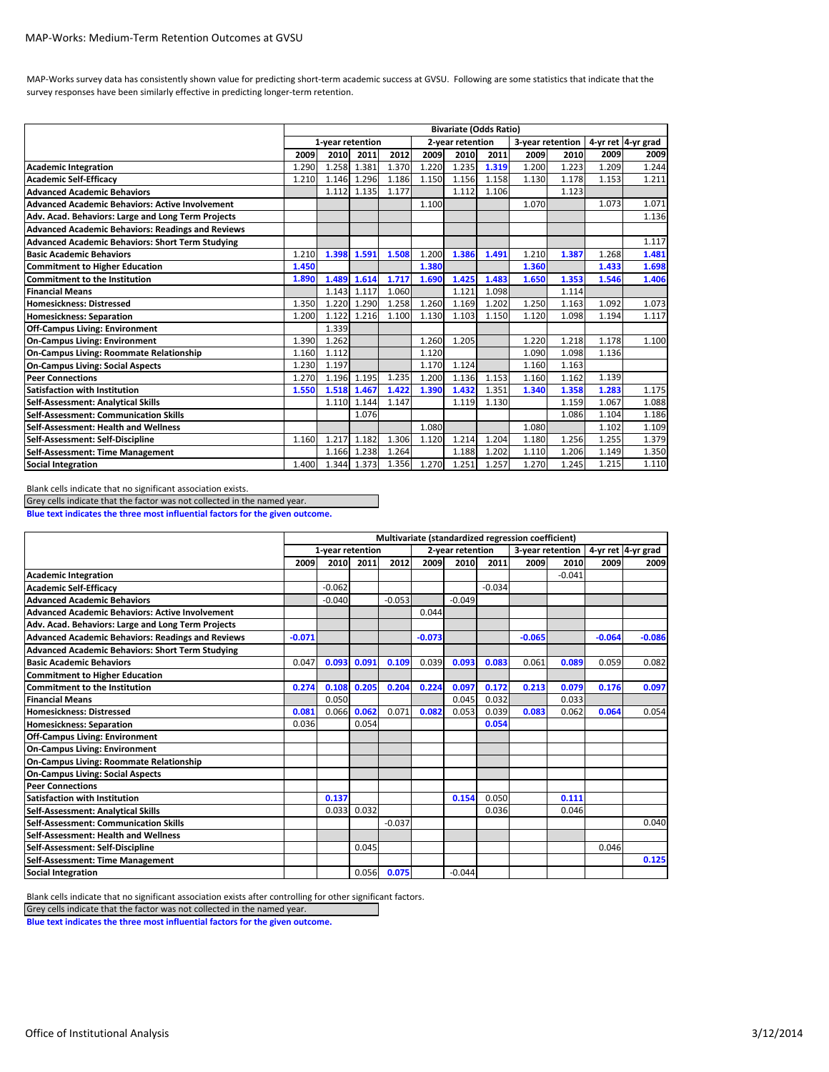MAP-Works: Medium-Term Retention Outcomes at GVSU

MAP-Works survey data has consistently shown value for predicting short-term academic success at GVSU. Following are some statistics that indicate that the survey responses have been similarly effective in predicting longer-term retention.

| | Bivariate (Odds Ratio) | | | | | | | | | | |
|---|---|---|---|---|---|---|---|---|---|---|---|
| | 1-year retention | | | | 2-year retention | | | 3-year retention | | 4-yr ret | 4-yr grad |
| | 2009 | 2010 | 2011 | 2012 | 2009 | 2010 | 2011 | 2009 | 2010 | 2009 | 2009 |
| **Academic Integration** | 1.290 | 1.258 | 1.381 | 1.370 | 1.220 | 1.235 | **1.319** | 1.200 | 1.223 | 1.209 | 1.244 |
| **Academic Self-Efficacy** | 1.210 | 1.146 | 1.296 | 1.186 | 1.150 | 1.156 | 1.158 | 1.130 | 1.178 | 1.153 | 1.211 |
| **Advanced Academic Behaviors** | | 1.112 | 1.135 | 1.177 | | 1.112 | 1.106 | | 1.123 | | |
| **Advanced Academic Behaviors: Active Involvement** | | | | | 1.100 | | | 1.070 | | 1.073 | 1.071 |
| **Adv. Acad. Behaviors: Large and Long Term Projects** | | | | | | | | | | | 1.136 |
| **Advanced Academic Behaviors: Readings and Reviews** | | | | | | | | | | | |
| **Advanced Academic Behaviors: Short Term Studying** | | | | | | | | | | | 1.117 |
| **Basic Academic Behaviors** | 1.210 | **1.398** | **1.591** | **1.508** | 1.200 | **1.386** | **1.491** | 1.210 | **1.387** | 1.268 | **1.481** |
| **Commitment to Higher Education** | **1.450** | | | | **1.380** | | | **1.360** | | **1.433** | **1.698** |
| **Commitment to the Institution** | **1.890** | **1.489** | **1.614** | **1.717** | **1.690** | **1.425** | **1.483** | **1.650** | **1.353** | **1.546** | **1.406** |
| **Financial Means** | | 1.143 | 1.117 | 1.060 | | 1.121 | 1.098 | | 1.114 | | |
| **Homesickness: Distressed** | 1.350 | 1.220 | 1.290 | 1.258 | 1.260 | 1.169 | 1.202 | 1.250 | 1.163 | 1.092 | 1.073 |
| **Homesickness: Separation** | 1.200 | 1.122 | 1.216 | 1.100 | 1.130 | 1.103 | 1.150 | 1.120 | 1.098 | 1.194 | 1.117 |
| **Off-Campus Living: Environment** | | 1.339 | | | | | | | | | |
| **On-Campus Living: Environment** | 1.390 | 1.262 | | | 1.260 | 1.205 | | 1.220 | 1.218 | 1.178 | 1.100 |
| **On-Campus Living: Roommate Relationship** | 1.160 | 1.112 | | | 1.120 | | | 1.090 | 1.098 | 1.136 | |
| **On-Campus Living: Social Aspects** | 1.230 | 1.197 | | | 1.170 | 1.124 | | 1.160 | 1.163 | | |
| **Peer Connections** | 1.270 | 1.196 | 1.195 | 1.235 | 1.200 | 1.136 | 1.153 | 1.160 | 1.162 | 1.139 | |
| **Satisfaction with Institution** | **1.550** | **1.518** | **1.467** | **1.422** | **1.390** | **1.432** | 1.351 | **1.340** | **1.358** | **1.283** | 1.175 |
| **Self-Assessment: Analytical Skills** | | 1.110 | 1.144 | 1.147 | | 1.119 | 1.130 | | 1.159 | 1.067 | 1.088 |
| **Self-Assessment: Communication Skills** | | | 1.076 | | | | | | 1.086 | 1.104 | 1.186 |
| **Self-Assessment: Health and Wellness** | | | | | 1.080 | | | 1.080 | | 1.102 | 1.109 |
| **Self-Assessment: Self-Discipline** | 1.160 | 1.217 | 1.182 | 1.306 | 1.120 | 1.214 | 1.204 | 1.180 | 1.256 | 1.255 | 1.379 |
| **Self-Assessment: Time Management** | | 1.166 | 1.238 | 1.264 | | 1.188 | 1.202 | 1.110 | 1.206 | 1.149 | 1.350 |
| **Social Integration** | 1.400 | 1.344 | 1.373 | 1.356 | 1.270 | 1.251 | 1.257 | 1.270 | 1.245 | 1.215 | 1.110 |

Blank cells indicate that no significant association exists.

Grey cells indicate that the factor was not collected in the named year.

**Blue text indicates the three most influential factors for the given outcome.**

| | Multivariate (standardized regression coefficient) | | | | | | | | | | |
|---|---|---|---|---|---|---|---|---|---|---|---|
| | 1-year retention | | | | 2-year retention | | | 3-year retention | | 4-yr ret | 4-yr grad |
| | 2009 | 2010 | 2011 | 2012 | 2009 | 2010 | 2011 | 2009 | 2010 | 2009 | 2009 |
| **Academic Integration** | | | | | | | | | -0.041 | | |
| **Academic Self-Efficacy** | | -0.062 | | | | | -0.034 | | | | |
| **Advanced Academic Behaviors** | | -0.040 | | -0.053 | | -0.049 | | | | | |
| **Advanced Academic Behaviors: Active Involvement** | | | | | 0.044 | | | | | | |
| **Adv. Acad. Behaviors: Large and Long Term Projects** | | | | | | | | | | | |
| **Advanced Academic Behaviors: Readings and Reviews** | **-0.071** | | | | **-0.073** | | | **-0.065** | | **-0.064** | **-0.086** |
| **Advanced Academic Behaviors: Short Term Studying** | | | | | | | | | | | |
| **Basic Academic Behaviors** | 0.047 | **0.093** | **0.091** | **0.109** | 0.039 | **0.093** | **0.083** | 0.061 | **0.089** | 0.059 | 0.082 |
| **Commitment to Higher Education** | | | | | | | | | | | |
| **Commitment to the Institution** | **0.274** | **0.108** | **0.205** | **0.204** | **0.224** | **0.097** | **0.172** | **0.213** | **0.079** | **0.176** | **0.097** |
| **Financial Means** | | 0.050 | | | | 0.045 | 0.032 | | 0.033 | | |
| **Homesickness: Distressed** | **0.081** | 0.066 | **0.062** | 0.071 | **0.082** | 0.053 | 0.039 | **0.083** | 0.062 | **0.064** | 0.054 |
| **Homesickness: Separation** | 0.036 | | 0.054 | | | | **0.054** | | | | |
| **Off-Campus Living: Environment** | | | | | | | | | | | |
| **On-Campus Living: Environment** | | | | | | | | | | | |
| **On-Campus Living: Roommate Relationship** | | | | | | | | | | | |
| **On-Campus Living: Social Aspects** | | | | | | | | | | | |
| **Peer Connections** | | | | | | | | | | | |
| **Satisfaction with Institution** | | **0.137** | | | | **0.154** | 0.050 | | **0.111** | | |
| **Self-Assessment: Analytical Skills** | | 0.033 | 0.032 | | | | 0.036 | | 0.046 | | |
| **Self-Assessment: Communication Skills** | | | | -0.037 | | | | | | | 0.040 |
| **Self-Assessment: Health and Wellness** | | | | | | | | | | | |
| **Self-Assessment: Self-Discipline** | | | 0.045 | | | | | | | 0.046 | |
| **Self-Assessment: Time Management** | | | | | | | | | | | **0.125** |
| **Social Integration** | | | 0.056 | **0.075** | | -0.044 | | | | | |

Blank cells indicate that no significant association exists after controlling for other significant factors.

Grey cells indicate that the factor was not collected in the named year.

**Blue text indicates the three most influential factors for the given outcome.**

Office of Institutional Analysis

3/12/2014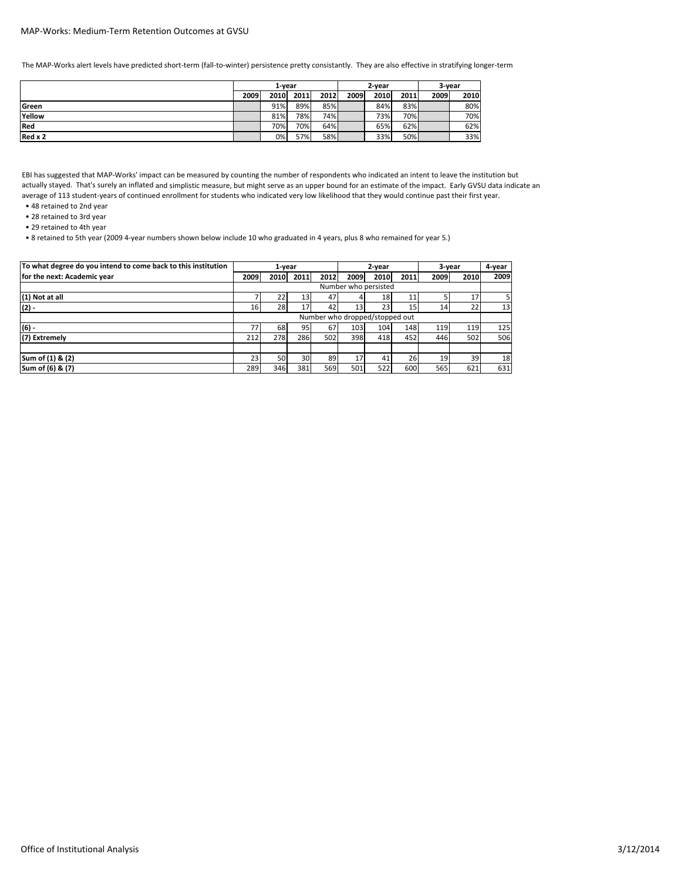# MAP-Works: Medium-Term Retention Outcomes at GVSU

The MAP-Works alert levels have predicted short-term (fall-to-winter) persistence pretty consistantly. They are also effective in stratifying longer-term

| | 1-year | | | | 2-year | | | 3-year | |
|---|---|---|---|---|---|---|---|---|---|
| | 2009 | 2010 | 2011 | 2012 | 2009 | 2010 | 2011 | 2009 | 2010 |
| **Green** | | 91% | 89% | 85% | | 84% | 83% | | 80% |
| **Yellow** | | 81% | 78% | 74% | | 73% | 70% | | 70% |
| **Red** | | 70% | 70% | 64% | | 65% | 62% | | 62% |
| **Red x 2** | | 0% | 57% | 58% | | 33% | 50% | | 33% |

EBI has suggested that MAP-Works' impact can be measured by counting the number of respondents who indicated an intent to leave the institution but actually stayed. That's surely an inflated and simplistic measure, but might serve as an upper bound for an estimate of the impact. Early GVSU data indicate an average of 113 student-years of continued enrollment for students who indicated very low likelihood that they would continue past their first year.

- 48 retained to 2nd year
- 28 retained to 3rd year
- 29 retained to 4th year
- 8 retained to 5th year (2009 4-year numbers shown below include 10 who graduated in 4 years, plus 8 who remained for year 5.)

| To what degree do you intend to come back to this institution | 1-year | | | | 2-year | | | 3-year | | 4-year |
|---|---|---|---|---|---|---|---|---|---|---|
| **for the next: Academic year** | 2009 | 2010 | 2011 | 2012 | 2009 | 2010 | 2011 | 2009 | 2010 | 2009 |
| | Number who persisted | | | | | | | | | |
| **(1) Not at all** | 7 | 22 | 13 | 47 | 4 | 18 | 11 | 5 | 17 | 5 |
| **(2) -** | 16 | 28 | 17 | 42 | 13 | 23 | 15 | 14 | 22 | 13 |
| | Number who dropped/stopped out | | | | | | | | | |
| **(6) -** | 77 | 68 | 95 | 67 | 103 | 104 | 148 | 119 | 119 | 125 |
| **(7) Extremely** | 212 | 278 | 286 | 502 | 398 | 418 | 452 | 446 | 502 | 506 |
| | | | | | | | | | | |
| **Sum of (1) & (2)** | 23 | 50 | 30 | 89 | 17 | 41 | 26 | 19 | 39 | 18 |
| **Sum of (6) & (7)** | 289 | 346 | 381 | 569 | 501 | 522 | 600 | 565 | 621 | 631 |

Office of Institutional Analysis

3/12/2014